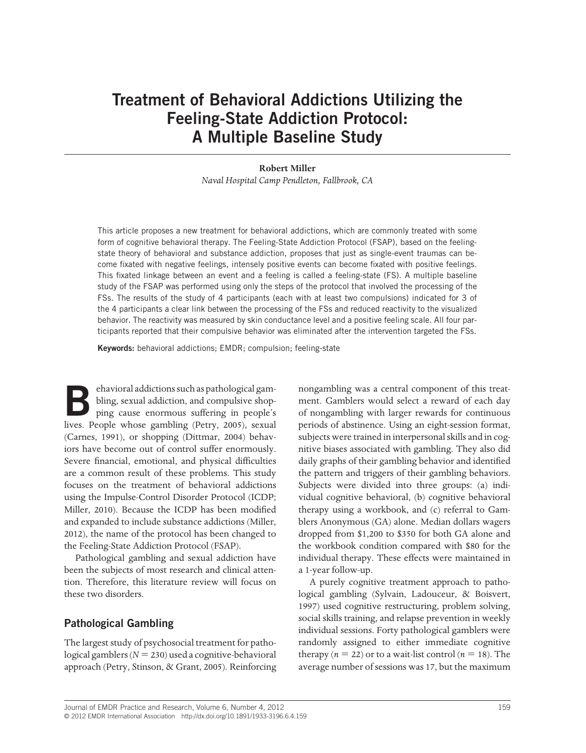# Treatment of Behavioral Addictions Utilizing the Feeling-State Addiction Protocol: A Multiple Baseline Study

**Robert Miller**

*Naval Hospital Camp Pendleton, Fallbrook, CA*

This article proposes a new treatment for behavioral addictions, which are commonly treated with some form of cognitive behavioral therapy. The Feeling-State Addiction Protocol (FSAP), based on the feeling-state theory of behavioral and substance addiction, proposes that just as single-event traumas can become fixated with negative feelings, intensely positive events can become fixated with positive feelings. This fixated linkage between an event and a feeling is called a feeling-state (FS). A multiple baseline study of the FSAP was performed using only the steps of the protocol that involved the processing of the FSs. The results of the study of 4 participants (each with at least two compulsions) indicated for 3 of the 4 participants a clear link between the processing of the FSs and reduced reactivity to the visualized behavior. The reactivity was measured by skin conductance level and a positive feeling scale. All four participants reported that their compulsive behavior was eliminated after the intervention targeted the FSs.

**Keywords:** behavioral addictions; EMDR; compulsion; feeling-state

Behavioral addictions such as pathological gambling, sexual addiction, and compulsive shopping cause enormous suffering in people's lives. People whose gambling (Petry, 2005), sexual (Carnes, 1991), or shopping (Dittmar, 2004) behaviors have become out of control suffer enormously. Severe financial, emotional, and physical difficulties are a common result of these problems. This study focuses on the treatment of behavioral addictions using the Impulse-Control Disorder Protocol (ICDP; Miller, 2010). Because the ICDP has been modified and expanded to include substance addictions (Miller, 2012), the name of the protocol has been changed to the Feeling-State Addiction Protocol (FSAP).

Pathological gambling and sexual addiction have been the subjects of most research and clinical attention. Therefore, this literature review will focus on these two disorders.

## Pathological Gambling

The largest study of psychosocial treatment for pathological gamblers ($N = 230$) used a cognitive-behavioral approach (Petry, Stinson, & Grant, 2005). Reinforcing nongambling was a central component of this treatment. Gamblers would select a reward of each day of nongambling with larger rewards for continuous periods of abstinence. Using an eight-session format, subjects were trained in interpersonal skills and in cognitive biases associated with gambling. They also did daily graphs of their gambling behavior and identified the pattern and triggers of their gambling behaviors. Subjects were divided into three groups: (a) individual cognitive behavioral, (b) cognitive behavioral therapy using a workbook, and (c) referral to Gamblers Anonymous (GA) alone. Median dollars wagers dropped from $1,200 to $350 for both GA alone and the workbook condition compared with $80 for the individual therapy. These effects were maintained in a 1-year follow-up.

A purely cognitive treatment approach to pathological gambling (Sylvain, Ladouceur, & Boisvert, 1997) used cognitive restructuring, problem solving, social skills training, and relapse prevention in weekly individual sessions. Forty pathological gamblers were randomly assigned to either immediate cognitive therapy ($n = 22$) or to a wait-list control ($n = 18$). The average number of sessions was 17, but the maximum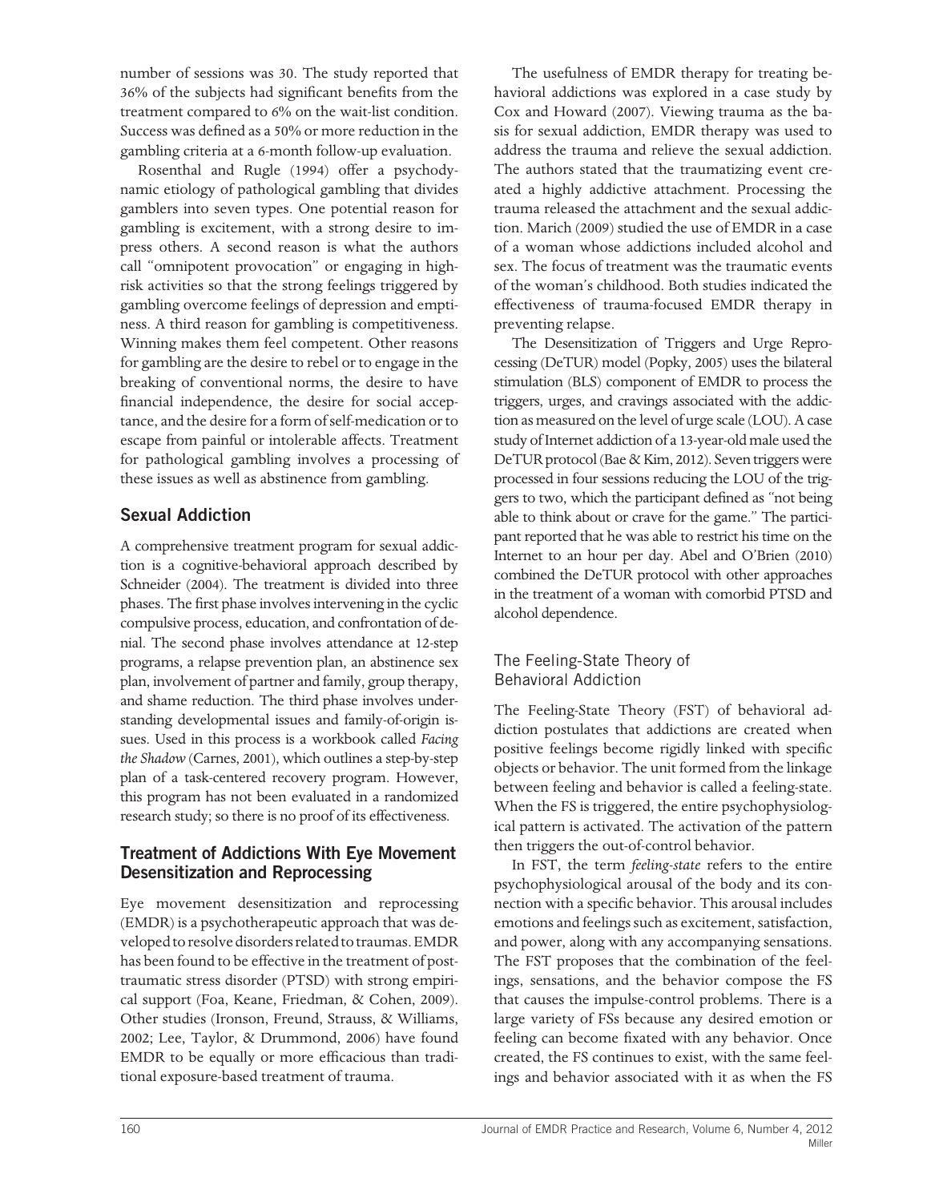number of sessions was 30. The study reported that 36% of the subjects had significant benefits from the treatment compared to 6% on the wait-list condition. Success was defined as a 50% or more reduction in the gambling criteria at a 6-month follow-up evaluation.

Rosenthal and Rugle (1994) offer a psychodynamic etiology of pathological gambling that divides gamblers into seven types. One potential reason for gambling is excitement, with a strong desire to impress others. A second reason is what the authors call "omnipotent provocation" or engaging in high-risk activities so that the strong feelings triggered by gambling overcome feelings of depression and emptiness. A third reason for gambling is competitiveness. Winning makes them feel competent. Other reasons for gambling are the desire to rebel or to engage in the breaking of conventional norms, the desire to have financial independence, the desire for social acceptance, and the desire for a form of self-medication or to escape from painful or intolerable affects. Treatment for pathological gambling involves a processing of these issues as well as abstinence from gambling.

## Sexual Addiction

A comprehensive treatment program for sexual addiction is a cognitive-behavioral approach described by Schneider (2004). The treatment is divided into three phases. The first phase involves intervening in the cyclic compulsive process, education, and confrontation of denial. The second phase involves attendance at 12-step programs, a relapse prevention plan, an abstinence sex plan, involvement of partner and family, group therapy, and shame reduction. The third phase involves understanding developmental issues and family-of-origin issues. Used in this process is a workbook called *Facing the Shadow* (Carnes, 2001), which outlines a step-by-step plan of a task-centered recovery program. However, this program has not been evaluated in a randomized research study; so there is no proof of its effectiveness.

## Treatment of Addictions With Eye Movement Desensitization and Reprocessing

Eye movement desensitization and reprocessing (EMDR) is a psychotherapeutic approach that was developed to resolve disorders related to traumas. EMDR has been found to be effective in the treatment of posttraumatic stress disorder (PTSD) with strong empirical support (Foa, Keane, Friedman, & Cohen, 2009). Other studies (Ironson, Freund, Strauss, & Williams, 2002; Lee, Taylor, & Drummond, 2006) have found EMDR to be equally or more efficacious than traditional exposure-based treatment of trauma.

The usefulness of EMDR therapy for treating behavioral addictions was explored in a case study by Cox and Howard (2007). Viewing trauma as the basis for sexual addiction, EMDR therapy was used to address the trauma and relieve the sexual addiction. The authors stated that the traumatizing event created a highly addictive attachment. Processing the trauma released the attachment and the sexual addiction. Marich (2009) studied the use of EMDR in a case of a woman whose addictions included alcohol and sex. The focus of treatment was the traumatic events of the woman's childhood. Both studies indicated the effectiveness of trauma-focused EMDR therapy in preventing relapse.

The Desensitization of Triggers and Urge Reprocessing (DeTUR) model (Popky, 2005) uses the bilateral stimulation (BLS) component of EMDR to process the triggers, urges, and cravings associated with the addiction as measured on the level of urge scale (LOU). A case study of Internet addiction of a 13-year-old male used the DeTUR protocol (Bae & Kim, 2012). Seven triggers were processed in four sessions reducing the LOU of the triggers to two, which the participant defined as "not being able to think about or crave for the game." The participant reported that he was able to restrict his time on the Internet to an hour per day. Abel and O'Brien (2010) combined the DeTUR protocol with other approaches in the treatment of a woman with comorbid PTSD and alcohol dependence.

### The Feeling-State Theory of Behavioral Addiction

The Feeling-State Theory (FST) of behavioral addiction postulates that addictions are created when positive feelings become rigidly linked with specific objects or behavior. The unit formed from the linkage between feeling and behavior is called a feeling-state. When the FS is triggered, the entire psychophysiological pattern is activated. The activation of the pattern then triggers the out-of-control behavior.

In FST, the term *feeling-state* refers to the entire psychophysiological arousal of the body and its connection with a specific behavior. This arousal includes emotions and feelings such as excitement, satisfaction, and power, along with any accompanying sensations. The FST proposes that the combination of the feelings, sensations, and the behavior compose the FS that causes the impulse-control problems. There is a large variety of FSs because any desired emotion or feeling can become fixated with any behavior. Once created, the FS continues to exist, with the same feelings and behavior associated with it as when the FS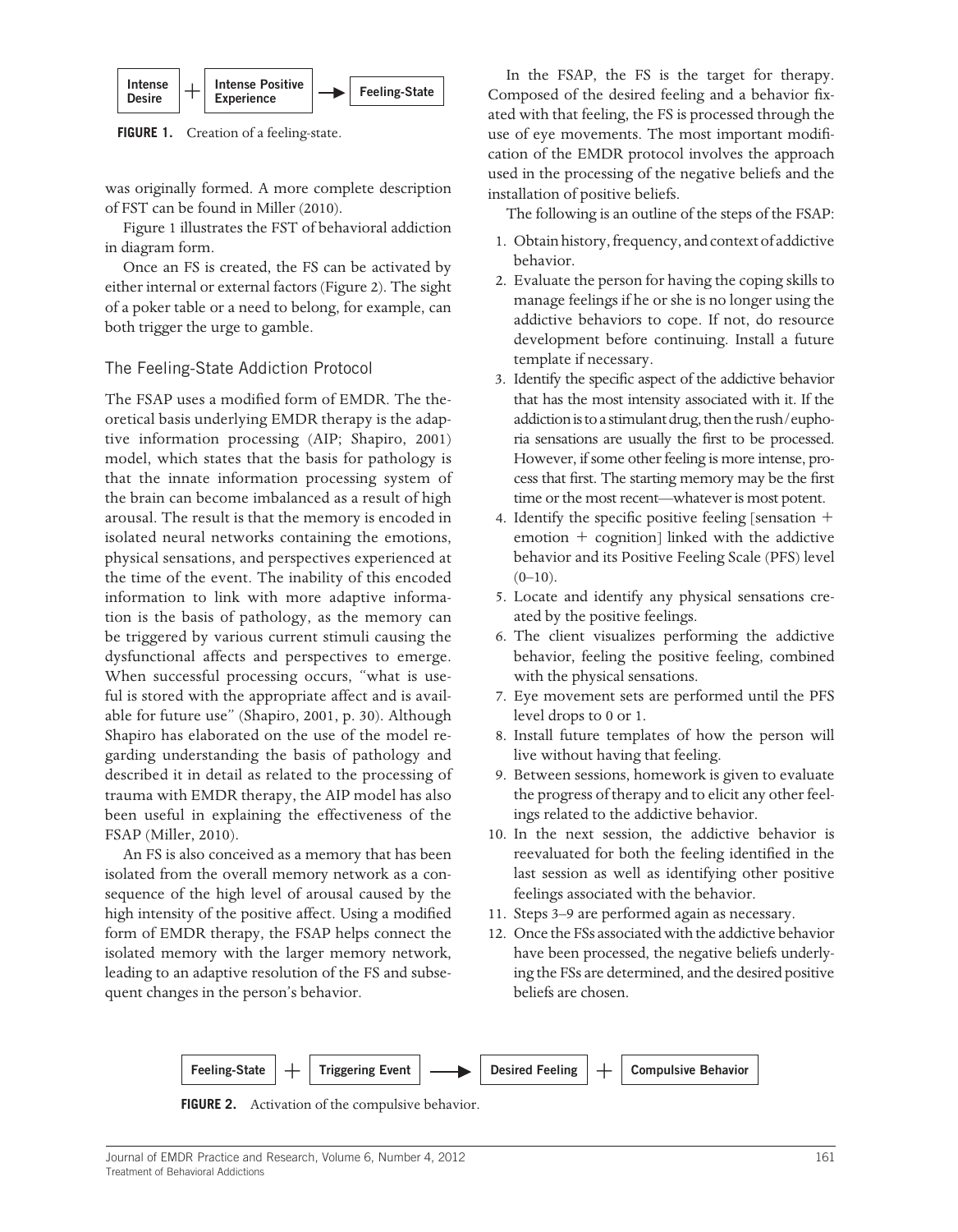Intense Desire + Intense Positive Experience → Feeling-State

**FIGURE 1.** Creation of a feeling-state.

was originally formed. A more complete description of FST can be found in Miller (2010).

Figure 1 illustrates the FST of behavioral addiction in diagram form.

Once an FS is created, the FS can be activated by either internal or external factors (Figure 2). The sight of a poker table or a need to belong, for example, can both trigger the urge to gamble.

## The Feeling-State Addiction Protocol

The FSAP uses a modified form of EMDR. The theoretical basis underlying EMDR therapy is the adaptive information processing (AIP; Shapiro, 2001) model, which states that the basis for pathology is that the innate information processing system of the brain can become imbalanced as a result of high arousal. The result is that the memory is encoded in isolated neural networks containing the emotions, physical sensations, and perspectives experienced at the time of the event. The inability of this encoded information to link with more adaptive information is the basis of pathology, as the memory can be triggered by various current stimuli causing the dysfunctional affects and perspectives to emerge. When successful processing occurs, "what is useful is stored with the appropriate affect and is available for future use" (Shapiro, 2001, p. 30). Although Shapiro has elaborated on the use of the model regarding understanding the basis of pathology and described it in detail as related to the processing of trauma with EMDR therapy, the AIP model has also been useful in explaining the effectiveness of the FSAP (Miller, 2010).

An FS is also conceived as a memory that has been isolated from the overall memory network as a consequence of the high level of arousal caused by the high intensity of the positive affect. Using a modified form of EMDR therapy, the FSAP helps connect the isolated memory with the larger memory network, leading to an adaptive resolution of the FS and subsequent changes in the person's behavior.

In the FSAP, the FS is the target for therapy. Composed of the desired feeling and a behavior fixated with that feeling, the FS is processed through the use of eye movements. The most important modification of the EMDR protocol involves the approach used in the processing of the negative beliefs and the installation of positive beliefs.

The following is an outline of the steps of the FSAP:

1. Obtain history, frequency, and context of addictive behavior.
2. Evaluate the person for having the coping skills to manage feelings if he or she is no longer using the addictive behaviors to cope. If not, do resource development before continuing. Install a future template if necessary.
3. Identify the specific aspect of the addictive behavior that has the most intensity associated with it. If the addiction is to a stimulant drug, then the rush/euphoria sensations are usually the first to be processed. However, if some other feeling is more intense, process that first. The starting memory may be the first time or the most recent—whatever is most potent.
4. Identify the specific positive feeling [sensation + emotion + cognition] linked with the addictive behavior and its Positive Feeling Scale (PFS) level (0–10).
5. Locate and identify any physical sensations created by the positive feelings.
6. The client visualizes performing the addictive behavior, feeling the positive feeling, combined with the physical sensations.
7. Eye movement sets are performed until the PFS level drops to 0 or 1.
8. Install future templates of how the person will live without having that feeling.
9. Between sessions, homework is given to evaluate the progress of therapy and to elicit any other feelings related to the addictive behavior.
10. In the next session, the addictive behavior is reevaluated for both the feeling identified in the last session as well as identifying other positive feelings associated with the behavior.
11. Steps 3–9 are performed again as necessary.
12. Once the FSs associated with the addictive behavior have been processed, the negative beliefs underlying the FSs are determined, and the desired positive beliefs are chosen.

Feeling-State + Triggering Event → Desired Feeling + Compulsive Behavior

**FIGURE 2.** Activation of the compulsive behavior.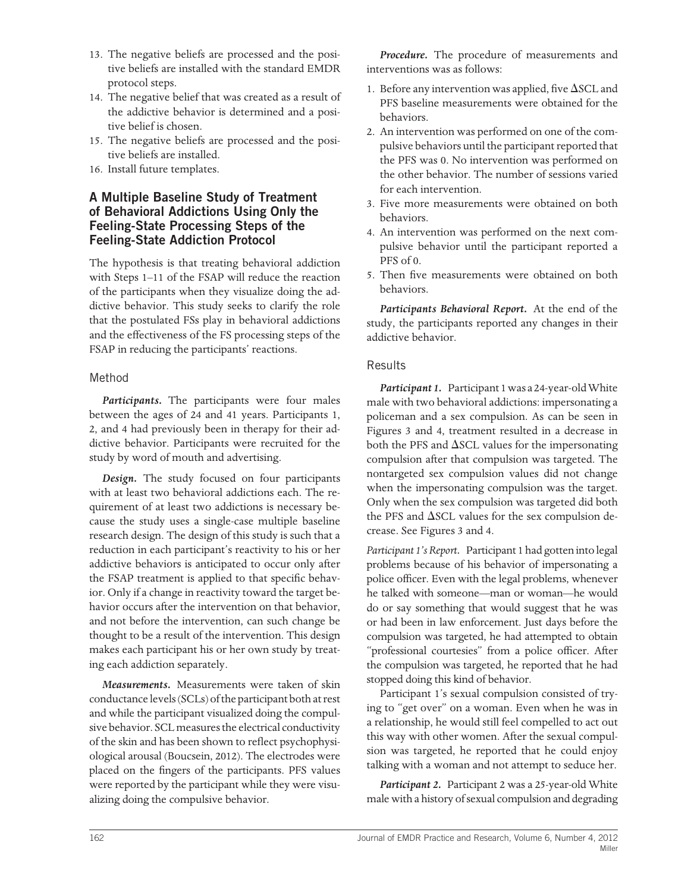13. The negative beliefs are processed and the positive beliefs are installed with the standard EMDR protocol steps.
14. The negative belief that was created as a result of the addictive behavior is determined and a positive belief is chosen.
15. The negative beliefs are processed and the positive beliefs are installed.
16. Install future templates.

## A Multiple Baseline Study of Treatment of Behavioral Addictions Using Only the Feeling-State Processing Steps of the Feeling-State Addiction Protocol

The hypothesis is that treating behavioral addiction with Steps 1–11 of the FSAP will reduce the reaction of the participants when they visualize doing the addictive behavior. This study seeks to clarify the role that the postulated FSs play in behavioral addictions and the effectiveness of the FS processing steps of the FSAP in reducing the participants' reactions.

### Method

***Participants.*** The participants were four males between the ages of 24 and 41 years. Participants 1, 2, and 4 had previously been in therapy for their addictive behavior. Participants were recruited for the study by word of mouth and advertising.

***Design.*** The study focused on four participants with at least two behavioral addictions each. The requirement of at least two addictions is necessary because the study uses a single-case multiple baseline research design. The design of this study is such that a reduction in each participant's reactivity to his or her addictive behaviors is anticipated to occur only after the FSAP treatment is applied to that specific behavior. Only if a change in reactivity toward the target behavior occurs after the intervention on that behavior, and not before the intervention, can such change be thought to be a result of the intervention. This design makes each participant his or her own study by treating each addiction separately.

***Measurements.*** Measurements were taken of skin conductance levels (SCLs) of the participant both at rest and while the participant visualized doing the compulsive behavior. SCL measures the electrical conductivity of the skin and has been shown to reflect psychophysiological arousal (Boucsein, 2012). The electrodes were placed on the fingers of the participants. PFS values were reported by the participant while they were visualizing doing the compulsive behavior.

***Procedure.*** The procedure of measurements and interventions was as follows:

1. Before any intervention was applied, five $\Delta$SCL and PFS baseline measurements were obtained for the behaviors.
2. An intervention was performed on one of the compulsive behaviors until the participant reported that the PFS was 0. No intervention was performed on the other behavior. The number of sessions varied for each intervention.
3. Five more measurements were obtained on both behaviors.
4. An intervention was performed on the next compulsive behavior until the participant reported a PFS of 0.
5. Then five measurements were obtained on both behaviors.

***Participants Behavioral Report.*** At the end of the study, the participants reported any changes in their addictive behavior.

### Results

***Participant 1.*** Participant 1 was a 24-year-old White male with two behavioral addictions: impersonating a policeman and a sex compulsion. As can be seen in Figures 3 and 4, treatment resulted in a decrease in both the PFS and $\Delta$SCL values for the impersonating compulsion after that compulsion was targeted. The nontargeted sex compulsion values did not change when the impersonating compulsion was the target. Only when the sex compulsion was targeted did both the PFS and $\Delta$SCL values for the sex compulsion decrease. See Figures 3 and 4.

*Participant 1's Report.* Participant 1 had gotten into legal problems because of his behavior of impersonating a police officer. Even with the legal problems, whenever he talked with someone—man or woman—he would do or say something that would suggest that he was or had been in law enforcement. Just days before the compulsion was targeted, he had attempted to obtain "professional courtesies" from a police officer. After the compulsion was targeted, he reported that he had stopped doing this kind of behavior.

Participant 1's sexual compulsion consisted of trying to "get over" on a woman. Even when he was in a relationship, he would still feel compelled to act out this way with other women. After the sexual compulsion was targeted, he reported that he could enjoy talking with a woman and not attempt to seduce her.

***Participant 2.*** Participant 2 was a 25-year-old White male with a history of sexual compulsion and degrading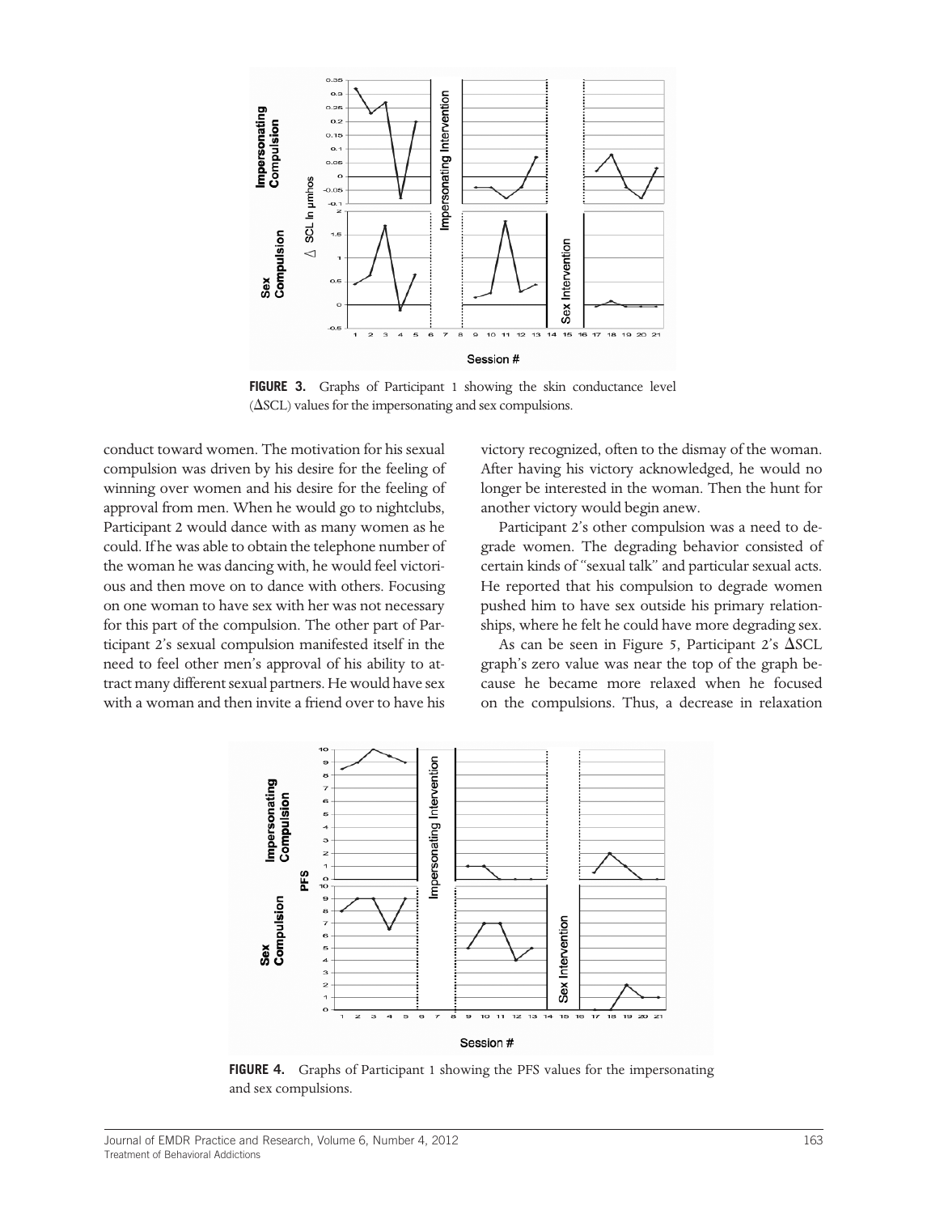**FIGURE 3.** Graphs of Participant 1 showing the skin conductance level ($\Delta$SCL) values for the impersonating and sex compulsions.

conduct toward women. The motivation for his sexual compulsion was driven by his desire for the feeling of winning over women and his desire for the feeling of approval from men. When he would go to nightclubs, Participant 2 would dance with as many women as he could. If he was able to obtain the telephone number of the woman he was dancing with, he would feel victorious and then move on to dance with others. Focusing on one woman to have sex with her was not necessary for this part of the compulsion. The other part of Participant 2's sexual compulsion manifested itself in the need to feel other men's approval of his ability to attract many different sexual partners. He would have sex with a woman and then invite a friend over to have his victory recognized, often to the dismay of the woman. After having his victory acknowledged, he would no longer be interested in the woman. Then the hunt for another victory would begin anew.

Participant 2's other compulsion was a need to degrade women. The degrading behavior consisted of certain kinds of "sexual talk" and particular sexual acts. He reported that his compulsion to degrade women pushed him to have sex outside his primary relationships, where he felt he could have more degrading sex.

As can be seen in Figure 5, Participant 2's $\Delta$SCL graph's zero value was near the top of the graph because he became more relaxed when he focused on the compulsions. Thus, a decrease in relaxation

**FIGURE 4.** Graphs of Participant 1 showing the PFS values for the impersonating and sex compulsions.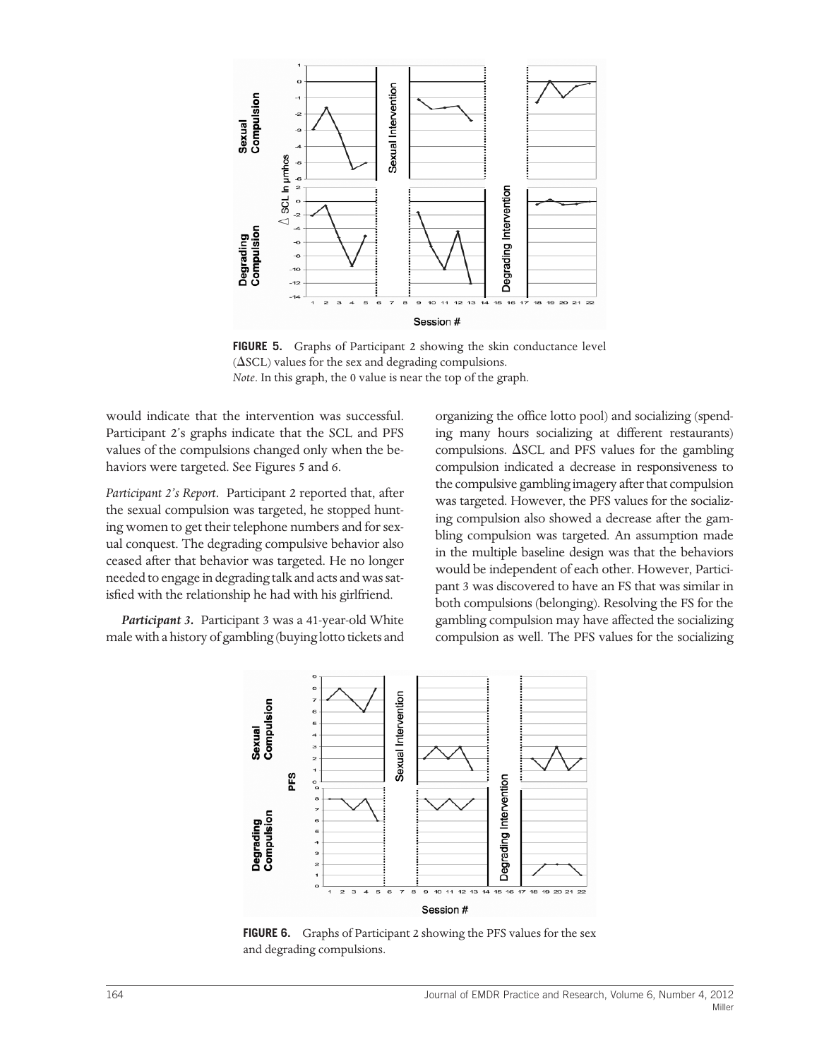**FIGURE 5.** Graphs of Participant 2 showing the skin conductance level (ΔSCL) values for the sex and degrading compulsions.
*Note*. In this graph, the 0 value is near the top of the graph.

would indicate that the intervention was successful. Participant 2's graphs indicate that the SCL and PFS values of the compulsions changed only when the behaviors were targeted. See Figures 5 and 6.

*Participant 2's Report.* Participant 2 reported that, after the sexual compulsion was targeted, he stopped hunting women to get their telephone numbers and for sexual conquest. The degrading compulsive behavior also ceased after that behavior was targeted. He no longer needed to engage in degrading talk and acts and was satisfied with the relationship he had with his girlfriend.

***Participant 3.*** Participant 3 was a 41-year-old White male with a history of gambling (buying lotto tickets and organizing the office lotto pool) and socializing (spending many hours socializing at different restaurants) compulsions. ΔSCL and PFS values for the gambling compulsion indicated a decrease in responsiveness to the compulsive gambling imagery after that compulsion was targeted. However, the PFS values for the socializing compulsion also showed a decrease after the gambling compulsion was targeted. An assumption made in the multiple baseline design was that the behaviors would be independent of each other. However, Participant 3 was discovered to have an FS that was similar in both compulsions (belonging). Resolving the FS for the gambling compulsion may have affected the socializing compulsion as well. The PFS values for the socializing

**FIGURE 6.** Graphs of Participant 2 showing the PFS values for the sex and degrading compulsions.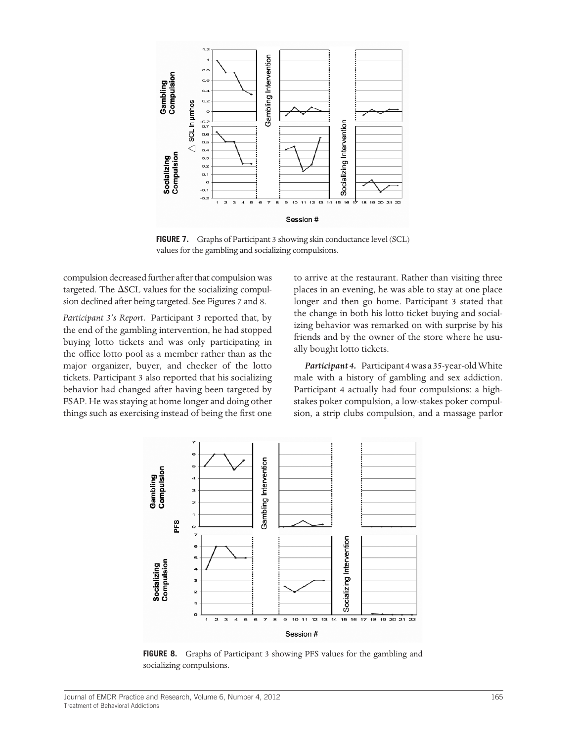FIGURE 7. Graphs of Participant 3 showing skin conductance level (SCL) values for the gambling and socializing compulsions.

compulsion decreased further after that compulsion was targeted. The ΔSCL values for the socializing compulsion declined after being targeted. See Figures 7 and 8.

*Participant 3's Report.* Participant 3 reported that, by the end of the gambling intervention, he had stopped buying lotto tickets and was only participating in the office lotto pool as a member rather than as the major organizer, buyer, and checker of the lotto tickets. Participant 3 also reported that his socializing behavior had changed after having been targeted by FSAP. He was staying at home longer and doing other things such as exercising instead of being the first one to arrive at the restaurant. Rather than visiting three places in an evening, he was able to stay at one place longer and then go home. Participant 3 stated that the change in both his lotto ticket buying and socializing behavior was remarked on with surprise by his friends and by the owner of the store where he usually bought lotto tickets.

***Participant 4.*** Participant 4 was a 35-year-old White male with a history of gambling and sex addiction. Participant 4 actually had four compulsions: a high-stakes poker compulsion, a low-stakes poker compulsion, a strip clubs compulsion, and a massage parlor

FIGURE 8. Graphs of Participant 3 showing PFS values for the gambling and socializing compulsions.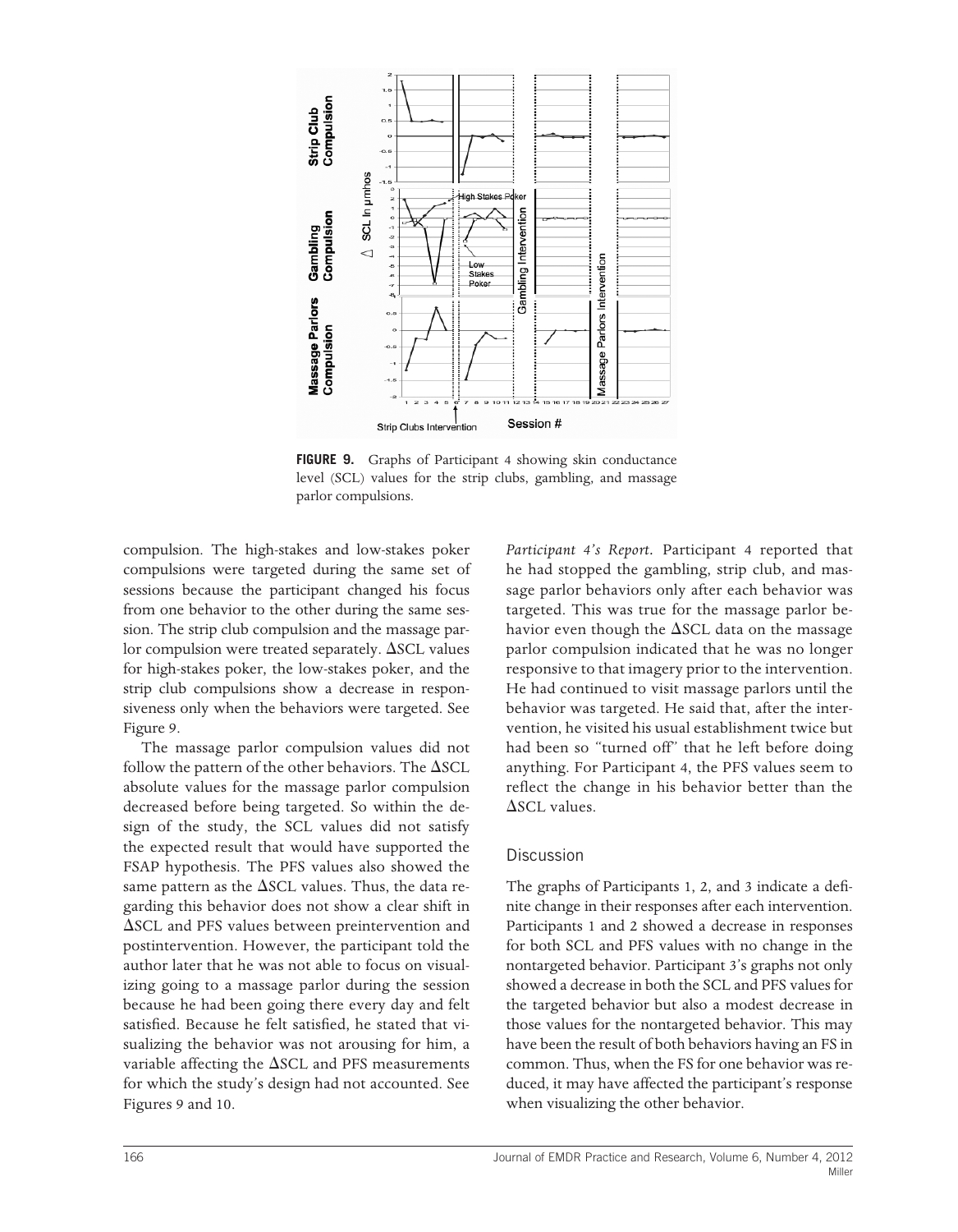FIGURE 9. Graphs of Participant 4 showing skin conductance level (SCL) values for the strip clubs, gambling, and massage parlor compulsions.

compulsion. The high-stakes and low-stakes poker compulsions were targeted during the same set of sessions because the participant changed his focus from one behavior to the other during the same session. The strip club compulsion and the massage parlor compulsion were treated separately. ΔSCL values for high-stakes poker, the low-stakes poker, and the strip club compulsions show a decrease in responsiveness only when the behaviors were targeted. See Figure 9.

The massage parlor compulsion values did not follow the pattern of the other behaviors. The ΔSCL absolute values for the massage parlor compulsion decreased before being targeted. So within the design of the study, the SCL values did not satisfy the expected result that would have supported the FSAP hypothesis. The PFS values also showed the same pattern as the ΔSCL values. Thus, the data regarding this behavior does not show a clear shift in ΔSCL and PFS values between preintervention and postintervention. However, the participant told the author later that he was not able to focus on visualizing going to a massage parlor during the session because he had been going there every day and felt satisfied. Because he felt satisfied, he stated that visualizing the behavior was not arousing for him, a variable affecting the ΔSCL and PFS measurements for which the study's design had not accounted. See Figures 9 and 10.

*Participant 4's Report*. Participant 4 reported that he had stopped the gambling, strip club, and massage parlor behaviors only after each behavior was targeted. This was true for the massage parlor behavior even though the ΔSCL data on the massage parlor compulsion indicated that he was no longer responsive to that imagery prior to the intervention. He had continued to visit massage parlors until the behavior was targeted. He said that, after the intervention, he visited his usual establishment twice but had been so "turned off" that he left before doing anything. For Participant 4, the PFS values seem to reflect the change in his behavior better than the ΔSCL values.

## Discussion

The graphs of Participants 1, 2, and 3 indicate a definite change in their responses after each intervention. Participants 1 and 2 showed a decrease in responses for both SCL and PFS values with no change in the nontargeted behavior. Participant 3's graphs not only showed a decrease in both the SCL and PFS values for the targeted behavior but also a modest decrease in those values for the nontargeted behavior. This may have been the result of both behaviors having an FS in common. Thus, when the FS for one behavior was reduced, it may have affected the participant's response when visualizing the other behavior.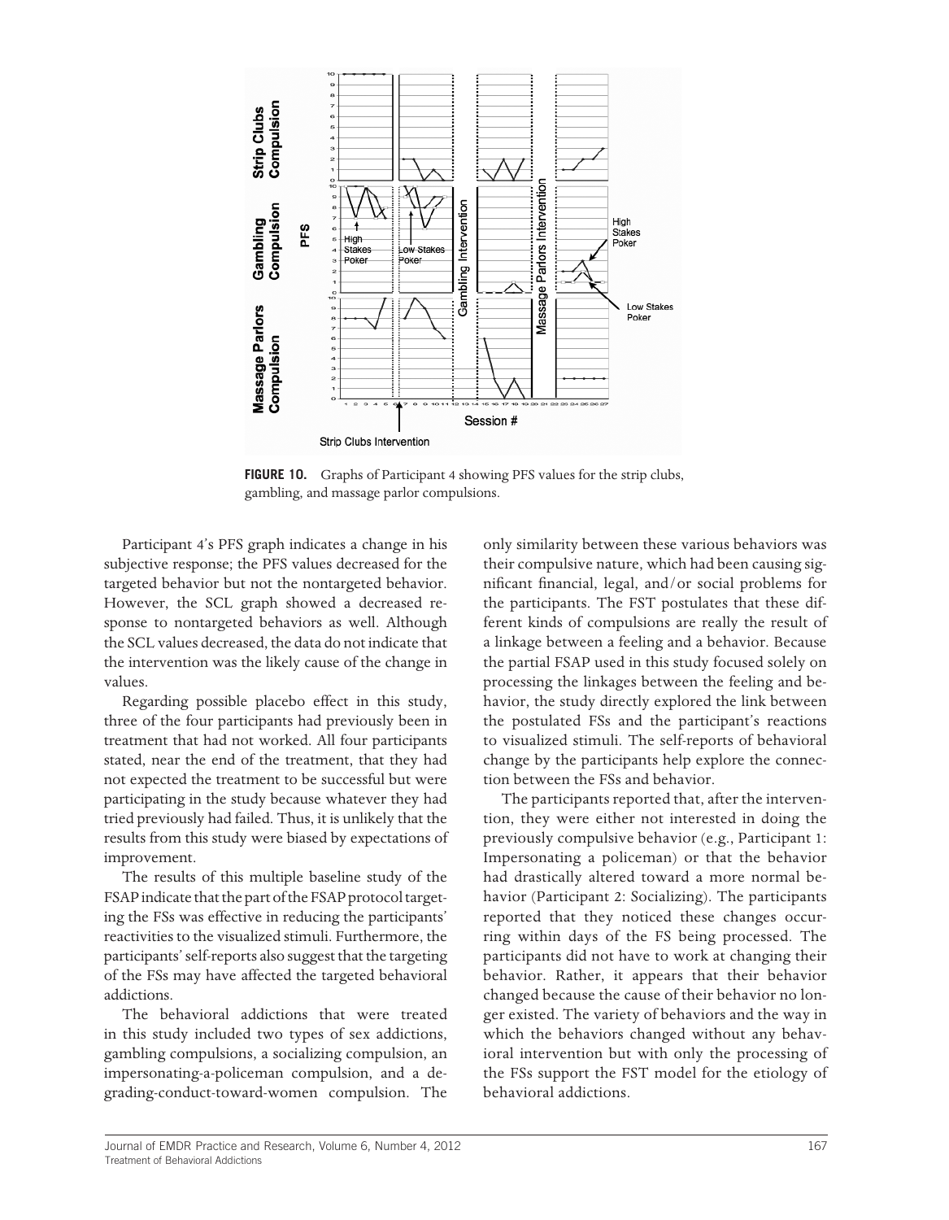**FIGURE 10.** Graphs of Participant 4 showing PFS values for the strip clubs, gambling, and massage parlor compulsions.

Participant 4's PFS graph indicates a change in his subjective response; the PFS values decreased for the targeted behavior but not the nontargeted behavior. However, the SCL graph showed a decreased response to nontargeted behaviors as well. Although the SCL values decreased, the data do not indicate that the intervention was the likely cause of the change in values.

Regarding possible placebo effect in this study, three of the four participants had previously been in treatment that had not worked. All four participants stated, near the end of the treatment, that they had not expected the treatment to be successful but were participating in the study because whatever they had tried previously had failed. Thus, it is unlikely that the results from this study were biased by expectations of improvement.

The results of this multiple baseline study of the FSAP indicate that the part of the FSAP protocol targeting the FSs was effective in reducing the participants' reactivities to the visualized stimuli. Furthermore, the participants' self-reports also suggest that the targeting of the FSs may have affected the targeted behavioral addictions.

The behavioral addictions that were treated in this study included two types of sex addictions, gambling compulsions, a socializing compulsion, an impersonating-a-policeman compulsion, and a degrading-conduct-toward-women compulsion. The only similarity between these various behaviors was their compulsive nature, which had been causing significant financial, legal, and/or social problems for the participants. The FST postulates that these different kinds of compulsions are really the result of a linkage between a feeling and a behavior. Because the partial FSAP used in this study focused solely on processing the linkages between the feeling and behavior, the study directly explored the link between the postulated FSs and the participant's reactions to visualized stimuli. The self-reports of behavioral change by the participants help explore the connection between the FSs and behavior.

The participants reported that, after the intervention, they were either not interested in doing the previously compulsive behavior (e.g., Participant 1: Impersonating a policeman) or that the behavior had drastically altered toward a more normal behavior (Participant 2: Socializing). The participants reported that they noticed these changes occurring within days of the FS being processed. The participants did not have to work at changing their behavior. Rather, it appears that their behavior changed because the cause of their behavior no longer existed. The variety of behaviors and the way in which the behaviors changed without any behavioral intervention but with only the processing of the FSs support the FST model for the etiology of behavioral addictions.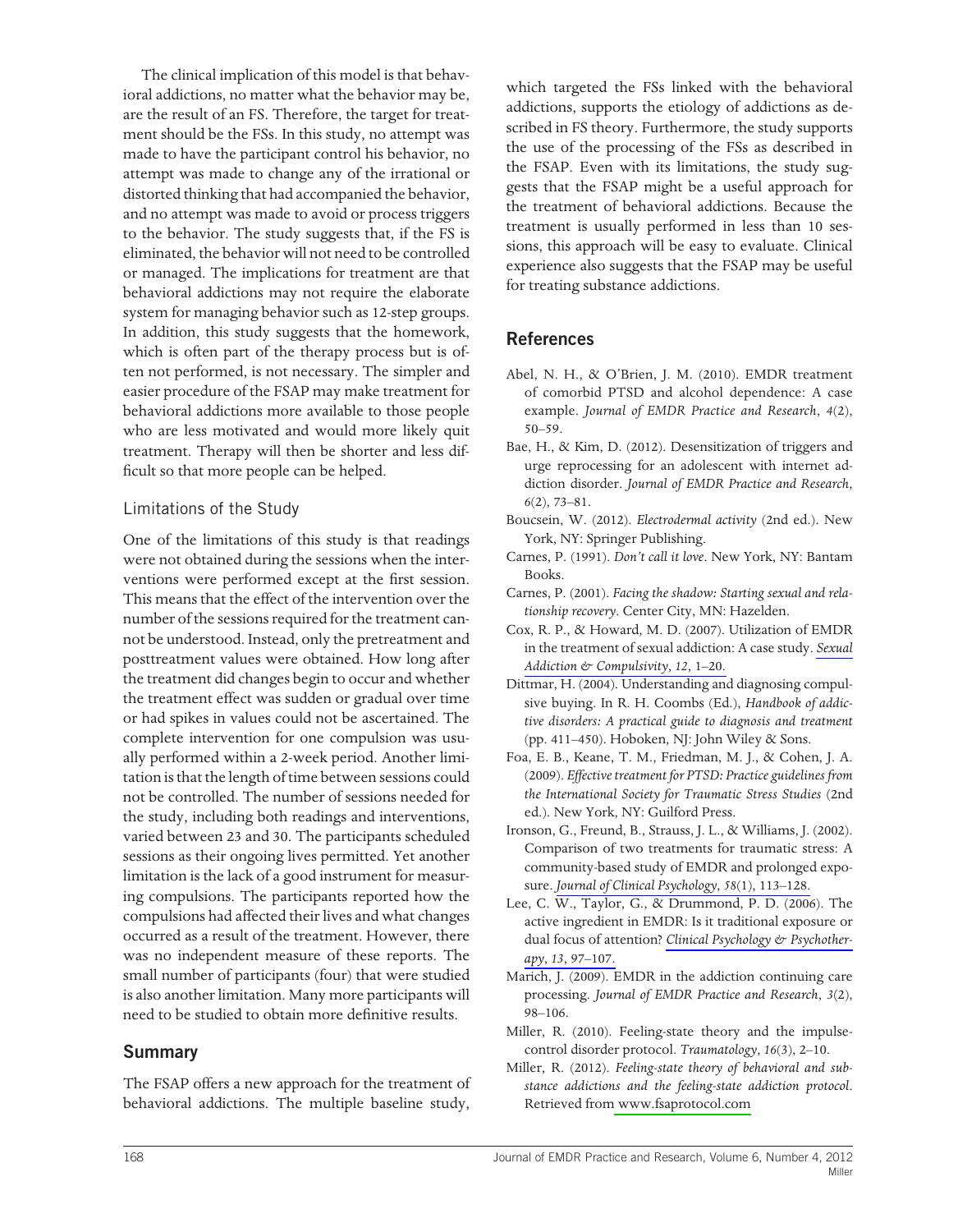The clinical implication of this model is that behavioral addictions, no matter what the behavior may be, are the result of an FS. Therefore, the target for treatment should be the FSs. In this study, no attempt was made to have the participant control his behavior, no attempt was made to change any of the irrational or distorted thinking that had accompanied the behavior, and no attempt was made to avoid or process triggers to the behavior. The study suggests that, if the FS is eliminated, the behavior will not need to be controlled or managed. The implications for treatment are that behavioral addictions may not require the elaborate system for managing behavior such as 12-step groups. In addition, this study suggests that the homework, which is often part of the therapy process but is often not performed, is not necessary. The simpler and easier procedure of the FSAP may make treatment for behavioral addictions more available to those people who are less motivated and would more likely quit treatment. Therapy will then be shorter and less difficult so that more people can be helped.

### Limitations of the Study

One of the limitations of this study is that readings were not obtained during the sessions when the interventions were performed except at the first session. This means that the effect of the intervention over the number of the sessions required for the treatment cannot be understood. Instead, only the pretreatment and posttreatment values were obtained. How long after the treatment did changes begin to occur and whether the treatment effect was sudden or gradual over time or had spikes in values could not be ascertained. The complete intervention for one compulsion was usually performed within a 2-week period. Another limitation is that the length of time between sessions could not be controlled. The number of sessions needed for the study, including both readings and interventions, varied between 23 and 30. The participants scheduled sessions as their ongoing lives permitted. Yet another limitation is the lack of a good instrument for measuring compulsions. The participants reported how the compulsions had affected their lives and what changes occurred as a result of the treatment. However, there was no independent measure of these reports. The small number of participants (four) that were studied is also another limitation. Many more participants will need to be studied to obtain more definitive results.

## Summary

The FSAP offers a new approach for the treatment of behavioral addictions. The multiple baseline study, which targeted the FSs linked with the behavioral addictions, supports the etiology of addictions as described in FS theory. Furthermore, the study supports the use of the processing of the FSs as described in the FSAP. Even with its limitations, the study suggests that the FSAP might be a useful approach for the treatment of behavioral addictions. Because the treatment is usually performed in less than 10 sessions, this approach will be easy to evaluate. Clinical experience also suggests that the FSAP may be useful for treating substance addictions.

## References

Abel, N. H., & O'Brien, J. M. (2010). EMDR treatment of comorbid PTSD and alcohol dependence: A case example. *Journal of EMDR Practice and Research*, *4*(2), 50–59.

Bae, H., & Kim, D. (2012). Desensitization of triggers and urge reprocessing for an adolescent with internet addiction disorder. *Journal of EMDR Practice and Research*, *6*(2), 73–81.

Boucsein, W. (2012). *Electrodermal activity* (2nd ed.). New York, NY: Springer Publishing.

Carnes, P. (1991). *Don't call it love*. New York, NY: Bantam Books.

Carnes, P. (2001). *Facing the shadow: Starting sexual and relationship recovery*. Center City, MN: Hazelden.

Cox, R. P., & Howard, M. D. (2007). Utilization of EMDR in the treatment of sexual addiction: A case study. *Sexual Addiction & Compulsivity*, *12*, 1–20.

Dittmar, H. (2004). Understanding and diagnosing compulsive buying. In R. H. Coombs (Ed.), *Handbook of addictive disorders: A practical guide to diagnosis and treatment* (pp. 411–450). Hoboken, NJ: John Wiley & Sons.

Foa, E. B., Keane, T. M., Friedman, M. J., & Cohen, J. A. (2009). *Effective treatment for PTSD: Practice guidelines from the International Society for Traumatic Stress Studies* (2nd ed.). New York, NY: Guilford Press.

Ironson, G., Freund, B., Strauss, J. L., & Williams, J. (2002). Comparison of two treatments for traumatic stress: A community-based study of EMDR and prolonged exposure. *Journal of Clinical Psychology*, *58*(1), 113–128.

Lee, C. W., Taylor, G., & Drummond, P. D. (2006). The active ingredient in EMDR: Is it traditional exposure or dual focus of attention? *Clinical Psychology & Psychotherapy*, *13*, 97–107.

Marich, J. (2009). EMDR in the addiction continuing care processing. *Journal of EMDR Practice and Research*, *3*(2), 98–106.

Miller, R. (2010). Feeling-state theory and the impulse-control disorder protocol. *Traumatology*, *16*(3), 2–10.

Miller, R. (2012). *Feeling-state theory of behavioral and substance addictions and the feeling-state addiction protocol*. Retrieved from www.fsaprotocol.com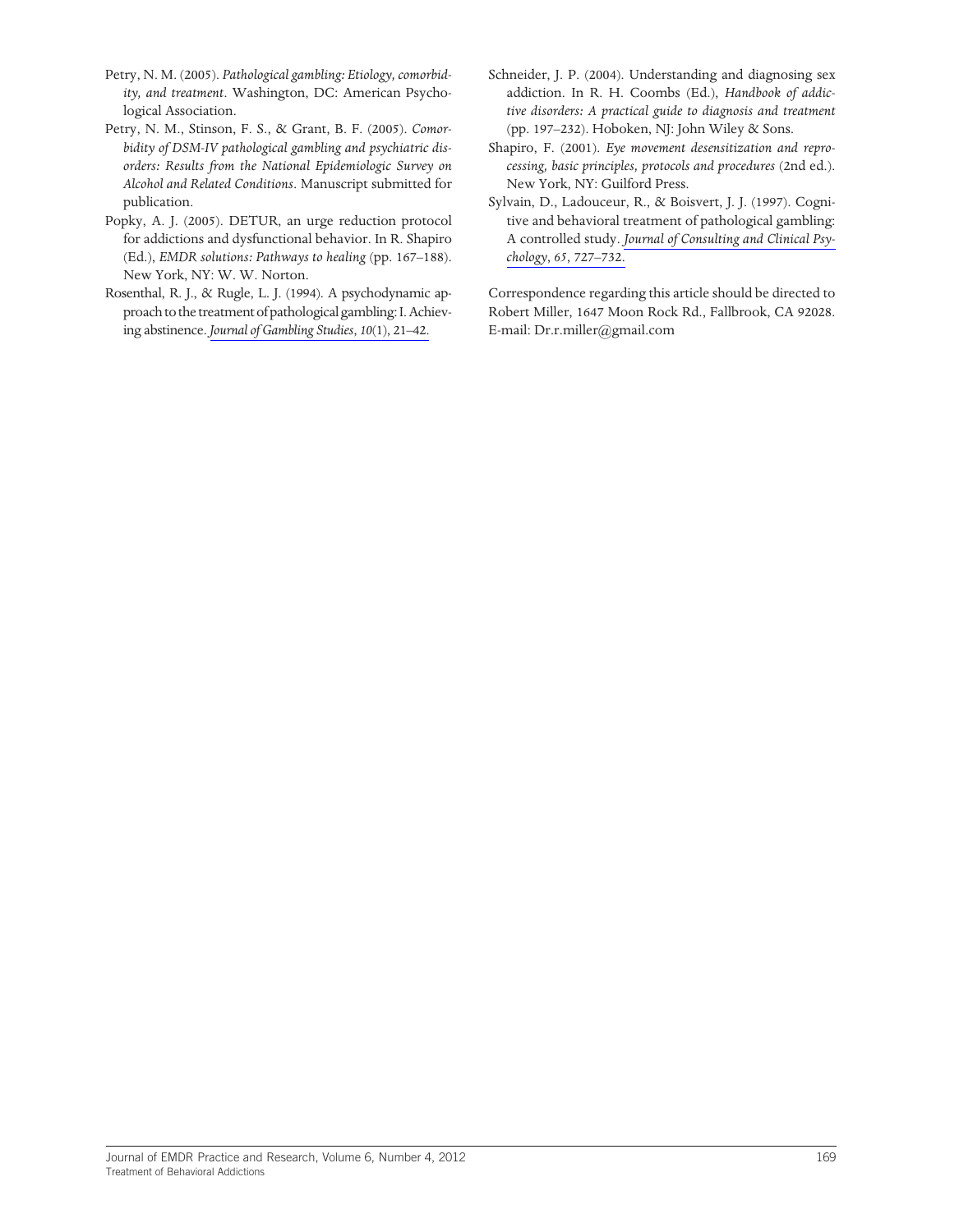Petry, N. M. (2005). *Pathological gambling: Etiology, comorbidity, and treatment*. Washington, DC: American Psychological Association.

Petry, N. M., Stinson, F. S., & Grant, B. F. (2005). *Comorbidity of DSM-IV pathological gambling and psychiatric disorders: Results from the National Epidemiologic Survey on Alcohol and Related Conditions*. Manuscript submitted for publication.

Popky, A. J. (2005). DETUR, an urge reduction protocol for addictions and dysfunctional behavior. In R. Shapiro (Ed.), *EMDR solutions: Pathways to healing* (pp. 167–188). New York, NY: W. W. Norton.

Rosenthal, R. J., & Rugle, L. J. (1994). A psychodynamic approach to the treatment of pathological gambling: I. Achieving abstinence. *Journal of Gambling Studies*, *10*(1), 21–42.

Schneider, J. P. (2004). Understanding and diagnosing sex addiction. In R. H. Coombs (Ed.), *Handbook of addictive disorders: A practical guide to diagnosis and treatment* (pp. 197–232). Hoboken, NJ: John Wiley & Sons.

Shapiro, F. (2001). *Eye movement desensitization and reprocessing, basic principles, protocols and procedures* (2nd ed.). New York, NY: Guilford Press.

Sylvain, D., Ladouceur, R., & Boisvert, J. J. (1997). Cognitive and behavioral treatment of pathological gambling: A controlled study. *Journal of Consulting and Clinical Psychology*, *65*, 727–732.

Correspondence regarding this article should be directed to Robert Miller, 1647 Moon Rock Rd., Fallbrook, CA 92028. E-mail: Dr.r.miller@gmail.com